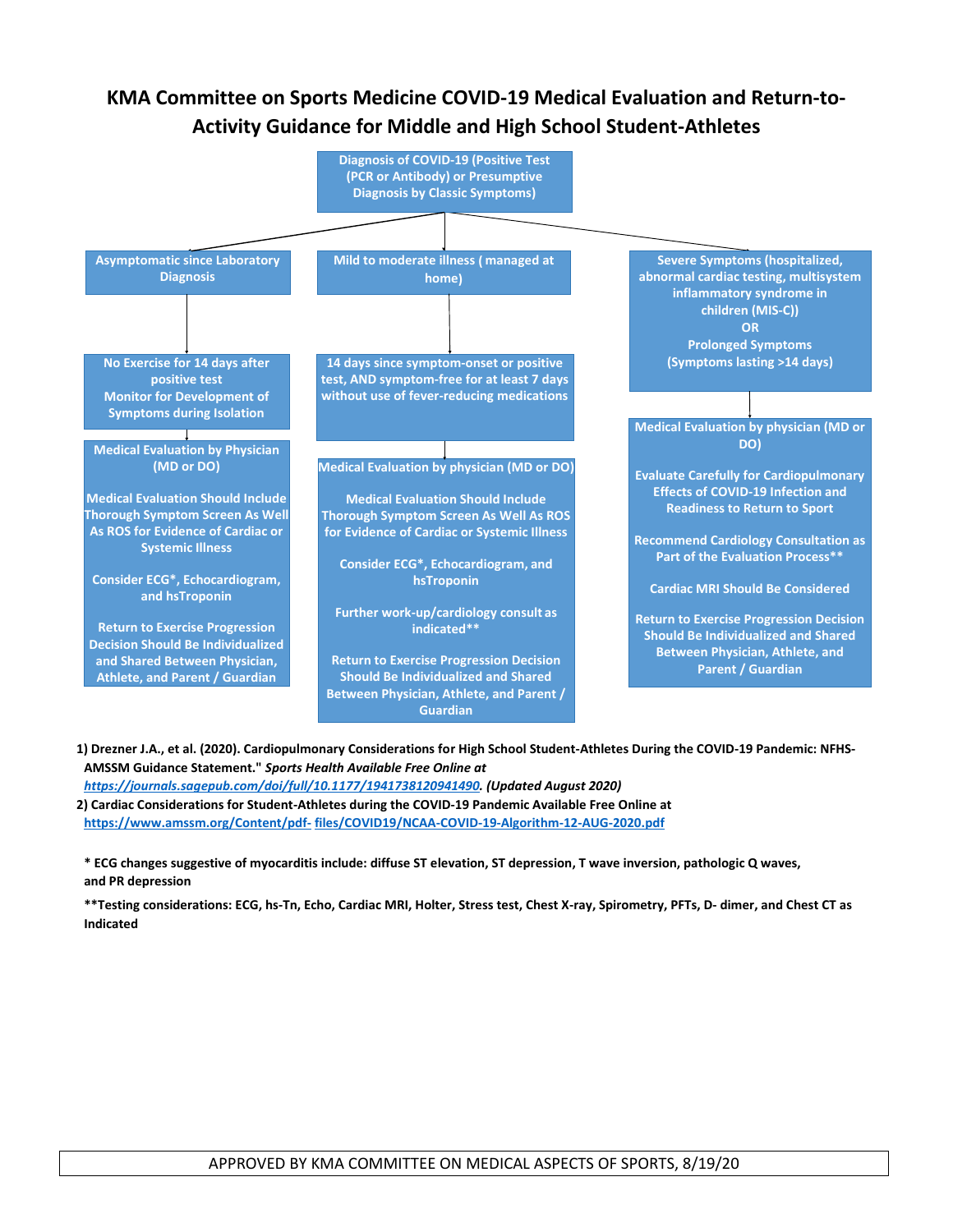# KMA Committee on Sports Medicine COVID-19 Medical Evaluation and Return-to-Activity Guidance for Middle and High School Student-Athletes

**Diagnosis of COVID-19 (Positive Test (PCR or Antibody) or Presumptive Diagnosis by Classic Symptoms)**

## Asymptomatic since Laboratory Diagnosis

- No Exercise for 14 days after positive test. Monitor for Development of Symptoms during Isolation
- Medical Evaluation by Physician (MD or DO)
  - Medical Evaluation Should Include Thorough Symptom Screen As Well As ROS for Evidence of Cardiac or Systemic Illness
  - Consider ECG*, Echocardiogram, and hsTroponin
  - Return to Exercise Progression Decision Should Be Individualized and Shared Between Physician, Athlete, and Parent / Guardian

## Mild to moderate illness ( managed at home)

- 14 days since symptom-onset or positive test, AND symptom-free for at least 7 days without use of fever-reducing medications
- Medical Evaluation by physician (MD or DO)
  - Medical Evaluation Should Include Thorough Symptom Screen As Well As ROS for Evidence of Cardiac or Systemic Illness
  - Consider ECG*, Echocardiogram, and hsTroponin
  - Further work-up/cardiology consult as indicated**
  - Return to Exercise Progression Decision Should Be Individualized and Shared Between Physician, Athlete, and Parent / Guardian

## Severe Symptoms (hospitalized, abnormal cardiac testing, multisystem inflammatory syndrome in children (MIS-C)) OR Prolonged Symptoms (Symptoms lasting >14 days)

- Medical Evaluation by physician (MD or DO)
  - Evaluate Carefully for Cardiopulmonary Effects of COVID-19 Infection and Readiness to Return to Sport
  - Recommend Cardiology Consultation as Part of the Evaluation Process**
  - Cardiac MRI Should Be Considered
  - Return to Exercise Progression Decision Should Be Individualized and Shared Between Physician, Athlete, and Parent / Guardian

---

1) Drezner J.A., et al. (2020). Cardiopulmonary Considerations for High School Student-Athletes During the COVID-19 Pandemic: NFHS-AMSSM Guidance Statement." *Sports Health Available Free Online at https://journals.sagepub.com/doi/full/10.1177/1941738120941490. (Updated August 2020)*
2) Cardiac Considerations for Student-Athletes during the COVID-19 Pandemic Available Free Online at https://www.amssm.org/Content/pdf- files/COVID19/NCAA-COVID-19-Algorithm-12-AUG-2020.pdf

\* ECG changes suggestive of myocarditis include: diffuse ST elevation, ST depression, T wave inversion, pathologic Q waves, and PR depression

\*\*Testing considerations: ECG, hs-Tn, Echo, Cardiac MRI, Holter, Stress test, Chest X-ray, Spirometry, PFTs, D- dimer, and Chest CT as Indicated

APPROVED BY KMA COMMITTEE ON MEDICAL ASPECTS OF SPORTS, 8/19/20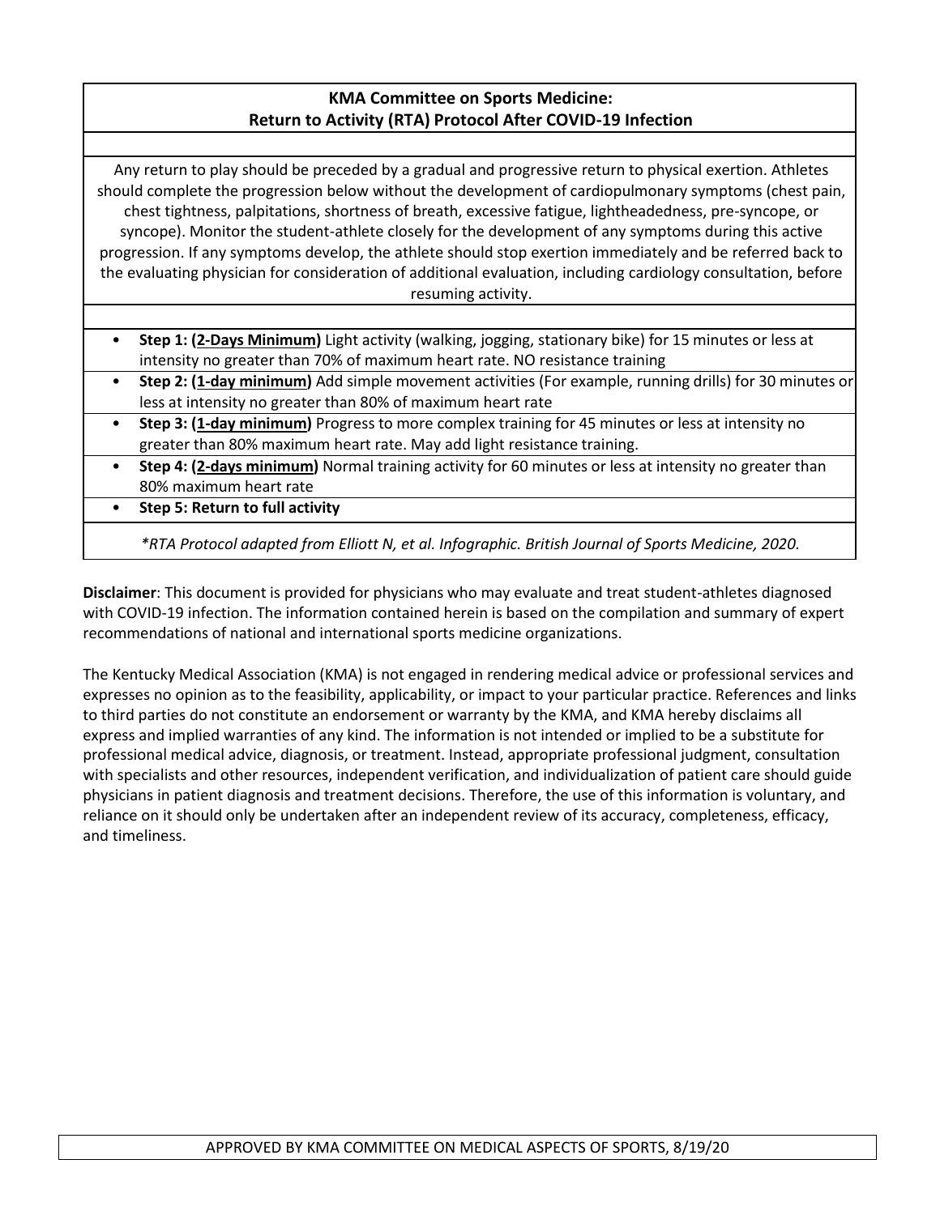## KMA Committee on Sports Medicine:
## Return to Activity (RTA) Protocol After COVID-19 Infection

Any return to play should be preceded by a gradual and progressive return to physical exertion. Athletes should complete the progression below without the development of cardiopulmonary symptoms (chest pain, chest tightness, palpitations, shortness of breath, excessive fatigue, lightheadedness, pre-syncope, or syncope). Monitor the student-athlete closely for the development of any symptoms during this active progression. If any symptoms develop, the athlete should stop exertion immediately and be referred back to the evaluating physician for consideration of additional evaluation, including cardiology consultation, before resuming activity.

- **Step 1: (<u>2-Days Minimum</u>)** Light activity (walking, jogging, stationary bike) for 15 minutes or less at intensity no greater than 70% of maximum heart rate. NO resistance training
- **Step 2: (<u>1-day minimum</u>)** Add simple movement activities (For example, running drills) for 30 minutes or less at intensity no greater than 80% of maximum heart rate
- **Step 3: (<u>1-day minimum</u>)** Progress to more complex training for 45 minutes or less at intensity no greater than 80% maximum heart rate. May add light resistance training.
- **Step 4: (<u>2-days minimum</u>)** Normal training activity for 60 minutes or less at intensity no greater than 80% maximum heart rate
- **Step 5: Return to full activity**

*\*RTA Protocol adapted from Elliott N, et al. Infographic. British Journal of Sports Medicine, 2020.*

**Disclaimer**: This document is provided for physicians who may evaluate and treat student-athletes diagnosed with COVID-19 infection. The information contained herein is based on the compilation and summary of expert recommendations of national and international sports medicine organizations.

The Kentucky Medical Association (KMA) is not engaged in rendering medical advice or professional services and expresses no opinion as to the feasibility, applicability, or impact to your particular practice. References and links to third parties do not constitute an endorsement or warranty by the KMA, and KMA hereby disclaims all express and implied warranties of any kind. The information is not intended or implied to be a substitute for professional medical advice, diagnosis, or treatment. Instead, appropriate professional judgment, consultation with specialists and other resources, independent verification, and individualization of patient care should guide physicians in patient diagnosis and treatment decisions. Therefore, the use of this information is voluntary, and reliance on it should only be undertaken after an independent review of its accuracy, completeness, efficacy, and timeliness.

APPROVED BY KMA COMMITTEE ON MEDICAL ASPECTS OF SPORTS, 8/19/20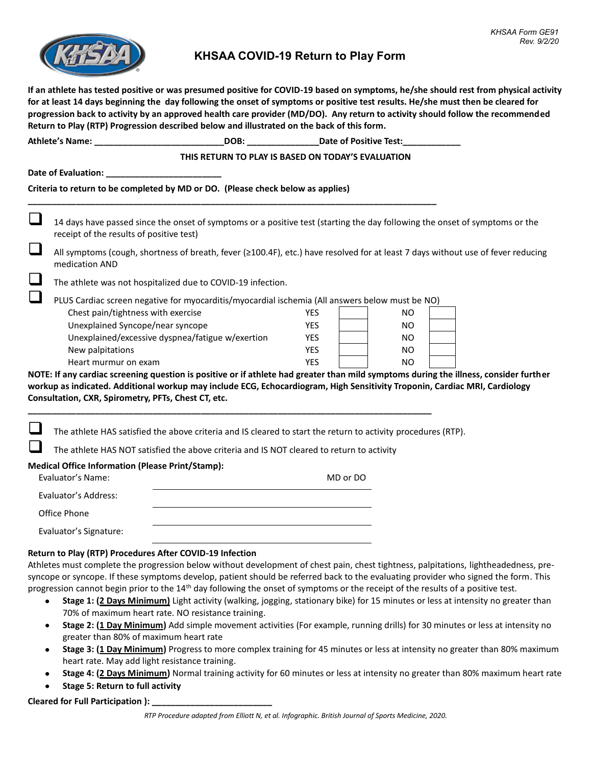KHSAA Form GE91
Rev. 9/2/20

# KHSAA COVID-19 Return to Play Form

**If an athlete has tested positive or was presumed positive for COVID-19 based on symptoms, he/she should rest from physical activity for at least 14 days beginning the day following the onset of symptoms or positive test results. He/she must then be cleared for progression back to activity by an approved health care provider (MD/DO). Any return to activity should follow the recommended Return to Play (RTP) Progression described below and illustrated on the back of this form.**

**Athlete's Name: ___________________________ DOB: _______________ Date of Positive Test: ____________**

**THIS RETURN TO PLAY IS BASED ON TODAY'S EVALUATION**

**Date of Evaluation: ________________________**

**Criteria to return to be completed by MD or DO. (Please check below as applies)**

---

- ☐ 14 days have passed since the onset of symptoms or a positive test (starting the day following the onset of symptoms or the receipt of the results of positive test)
- ☐ All symptoms (cough, shortness of breath, fever (≥100.4F), etc.) have resolved for at least 7 days without use of fever reducing medication AND
- ☐ The athlete was not hospitalized due to COVID-19 infection.
- ☐ PLUS Cardiac screen negative for myocarditis/myocardial ischemia (All answers below must be NO)

| | | | | |
|---|---|---|---|---|
| Chest pain/tightness with exercise | YES | ☐ | NO | ☐ |
| Unexplained Syncope/near syncope | YES | ☐ | NO | ☐ |
| Unexplained/excessive dyspnea/fatigue w/exertion | YES | ☐ | NO | ☐ |
| New palpitations | YES | ☐ | NO | ☐ |
| Heart murmur on exam | YES | ☐ | NO | ☐ |

**NOTE: If any cardiac screening question is positive or if athlete had greater than mild symptoms during the illness, consider further workup as indicated. Additional workup may include ECG, Echocardiogram, High Sensitivity Troponin, Cardiac MRI, Cardiology Consultation, CXR, Spirometry, PFTs, Chest CT, etc.**

---

- ☐ The athlete HAS satisfied the above criteria and IS cleared to start the return to activity procedures (RTP).
- ☐ The athlete HAS NOT satisfied the above criteria and IS NOT cleared to return to activity

**Medical Office Information (Please Print/Stamp):**

Evaluator's Name: ______________________________ MD or DO

Evaluator's Address: ______________________________

Office Phone ______________________________

Evaluator's Signature: ______________________________

### Return to Play (RTP) Procedures After COVID-19 Infection

Athletes must complete the progression below without development of chest pain, chest tightness, palpitations, lightheadedness, pre-syncope or syncope. If these symptoms develop, patient should be referred back to the evaluating provider who signed the form. This progression cannot begin prior to the 14th day following the onset of symptoms or the receipt of the results of a positive test.

- **Stage 1: (2 Days Minimum)** Light activity (walking, jogging, stationary bike) for 15 minutes or less at intensity no greater than 70% of maximum heart rate. NO resistance training.
- **Stage 2: (1 Day Minimum)** Add simple movement activities (For example, running drills) for 30 minutes or less at intensity no greater than 80% of maximum heart rate
- **Stage 3: (1 Day Minimum)** Progress to more complex training for 45 minutes or less at intensity no greater than 80% maximum heart rate. May add light resistance training.
- **Stage 4: (2 Days Minimum)** Normal training activity for 60 minutes or less at intensity no greater than 80% maximum heart rate
- **Stage 5: Return to full activity**

**Cleared for Full Participation ): __________________________**

*RTP Procedure adapted from Elliott N, et al. Infographic. British Journal of Sports Medicine, 2020.*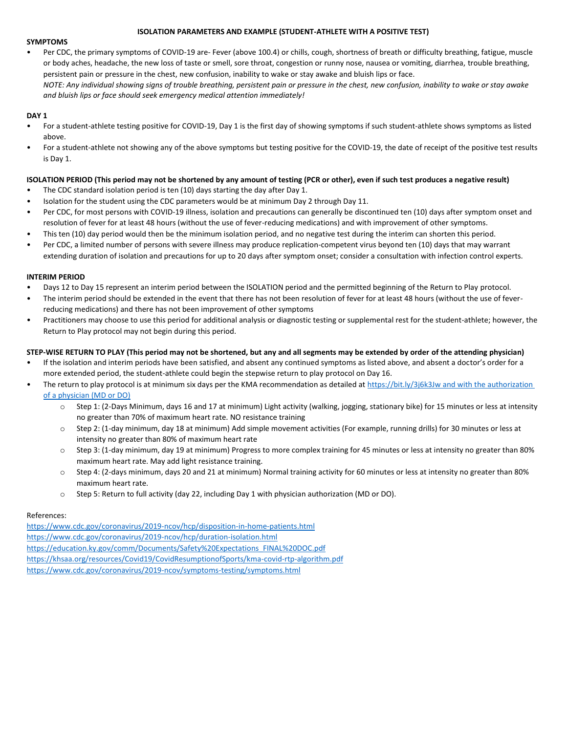## ISOLATION PARAMETERS AND EXAMPLE (STUDENT-ATHLETE WITH A POSITIVE TEST)

**SYMPTOMS**

- Per CDC, the primary symptoms of COVID-19 are- Fever (above 100.4) or chills, cough, shortness of breath or difficulty breathing, fatigue, muscle or body aches, headache, the new loss of taste or smell, sore throat, congestion or runny nose, nausea or vomiting, diarrhea, trouble breathing, persistent pain or pressure in the chest, new confusion, inability to wake or stay awake and bluish lips or face.
  *NOTE: Any individual showing signs of trouble breathing, persistent pain or pressure in the chest, new confusion, inability to wake or stay awake and bluish lips or face should seek emergency medical attention immediately!*

**DAY 1**

- For a student-athlete testing positive for COVID-19, Day 1 is the first day of showing symptoms if such student-athlete shows symptoms as listed above.
- For a student-athlete not showing any of the above symptoms but testing positive for the COVID-19, the date of receipt of the positive test results is Day 1.

**ISOLATION PERIOD (This period may not be shortened by any amount of testing (PCR or other), even if such test produces a negative result)**

- The CDC standard isolation period is ten (10) days starting the day after Day 1.
- Isolation for the student using the CDC parameters would be at minimum Day 2 through Day 11.
- Per CDC, for most persons with COVID-19 illness, isolation and precautions can generally be discontinued ten (10) days after symptom onset and resolution of fever for at least 48 hours (without the use of fever-reducing medications) and with improvement of other symptoms.
- This ten (10) day period would then be the minimum isolation period, and no negative test during the interim can shorten this period.
- Per CDC, a limited number of persons with severe illness may produce replication-competent virus beyond ten (10) days that may warrant extending duration of isolation and precautions for up to 20 days after symptom onset; consider a consultation with infection control experts.

**INTERIM PERIOD**

- Days 12 to Day 15 represent an interim period between the ISOLATION period and the permitted beginning of the Return to Play protocol.
- The interim period should be extended in the event that there has not been resolution of fever for at least 48 hours (without the use of fever-reducing medications) and there has not been improvement of other symptoms
- Practitioners may choose to use this period for additional analysis or diagnostic testing or supplemental rest for the student-athlete; however, the Return to Play protocol may not begin during this period.

**STEP-WISE RETURN TO PLAY (This period may not be shortened, but any and all segments may be extended by order of the attending physician)**

- If the isolation and interim periods have been satisfied, and absent any continued symptoms as listed above, and absent a doctor's order for a more extended period, the student-athlete could begin the stepwise return to play protocol on Day 16.
- The return to play protocol is at minimum six days per the KMA recommendation as detailed at https://bit.ly/3j6k3Jw and with the authorization of a physician (MD or DO)
  - Step 1: (2-Days Minimum, days 16 and 17 at minimum) Light activity (walking, jogging, stationary bike) for 15 minutes or less at intensity no greater than 70% of maximum heart rate. NO resistance training
  - Step 2: (1-day minimum, day 18 at minimum) Add simple movement activities (For example, running drills) for 30 minutes or less at intensity no greater than 80% of maximum heart rate
  - Step 3: (1-day minimum, day 19 at minimum) Progress to more complex training for 45 minutes or less at intensity no greater than 80% maximum heart rate. May add light resistance training.
  - Step 4: (2-days minimum, days 20 and 21 at minimum) Normal training activity for 60 minutes or less at intensity no greater than 80% maximum heart rate.
  - Step 5: Return to full activity (day 22, including Day 1 with physician authorization (MD or DO).

References:

https://www.cdc.gov/coronavirus/2019-ncov/hcp/disposition-in-home-patients.html
https://www.cdc.gov/coronavirus/2019-ncov/hcp/duration-isolation.html
https://education.ky.gov/comm/Documents/Safety%20Expectations_FINAL%20DOC.pdf
https://khsaa.org/resources/Covid19/CovidResumptionofSports/kma-covid-rtp-algorithm.pdf
https://www.cdc.gov/coronavirus/2019-ncov/symptoms-testing/symptoms.html